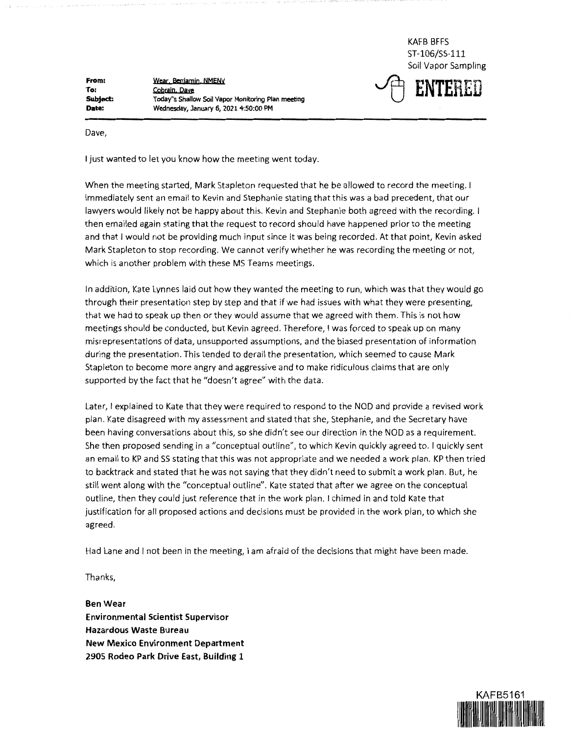KAFB BFFS
ST-106/SS-111
Soil Vapor Sampling

ENTERED

**From:** Wear, Benjamin, NMENV
**To:** Cobrain, Dave
**Subject:** Today"s Shallow Soil Vapor Monitoring Plan meeting
**Date:** Wednesday, January 6, 2021 4:50:00 PM

---

Dave,

I just wanted to let you know how the meeting went today.

When the meeting started, Mark Stapleton requested that he be allowed to record the meeting. I immediately sent an email to Kevin and Stephanie stating that this was a bad precedent, that our lawyers would likely not be happy about this. Kevin and Stephanie both agreed with the recording. I then emailed again stating that the request to record should have happened prior to the meeting and that I would not be providing much input since it was being recorded. At that point, Kevin asked Mark Stapleton to stop recording. We cannot verify whether he was recording the meeting or not, which is another problem with these MS Teams meetings.

In addition, Kate Lynnes laid out how they wanted the meeting to run, which was that they would go through their presentation step by step and that if we had issues with what they were presenting, that we had to speak up then or they would assume that we agreed with them. This is not how meetings should be conducted, but Kevin agreed. Therefore, I was forced to speak up on many misrepresentations of data, unsupported assumptions, and the biased presentation of information during the presentation. This tended to derail the presentation, which seemed to cause Mark Stapleton to become more angry and aggressive and to make ridiculous claims that are only supported by the fact that he "doesn't agree" with the data.

Later, I explained to Kate that they were required to respond to the NOD and provide a revised work plan. Kate disagreed with my assessment and stated that she, Stephanie, and the Secretary have been having conversations about this, so she didn't see our direction in the NOD as a requirement. She then proposed sending in a "conceptual outline", to which Kevin quickly agreed to. I quickly sent an email to KP and SS stating that this was not appropriate and we needed a work plan. KP then tried to backtrack and stated that he was not saying that they didn't need to submit a work plan. But, he still went along with the "conceptual outline". Kate stated that after we agree on the conceptual outline, then they could just reference that in the work plan. I chimed in and told Kate that justification for all proposed actions and decisions must be provided in the work plan, to which she agreed.

Had Lane and I not been in the meeting, I am afraid of the decisions that might have been made.

Thanks,

**Ben Wear**
**Environmental Scientist Supervisor**
**Hazardous Waste Bureau**
**New Mexico Environment Department**
**2905 Rodeo Park Drive East, Building 1**

KAFB5161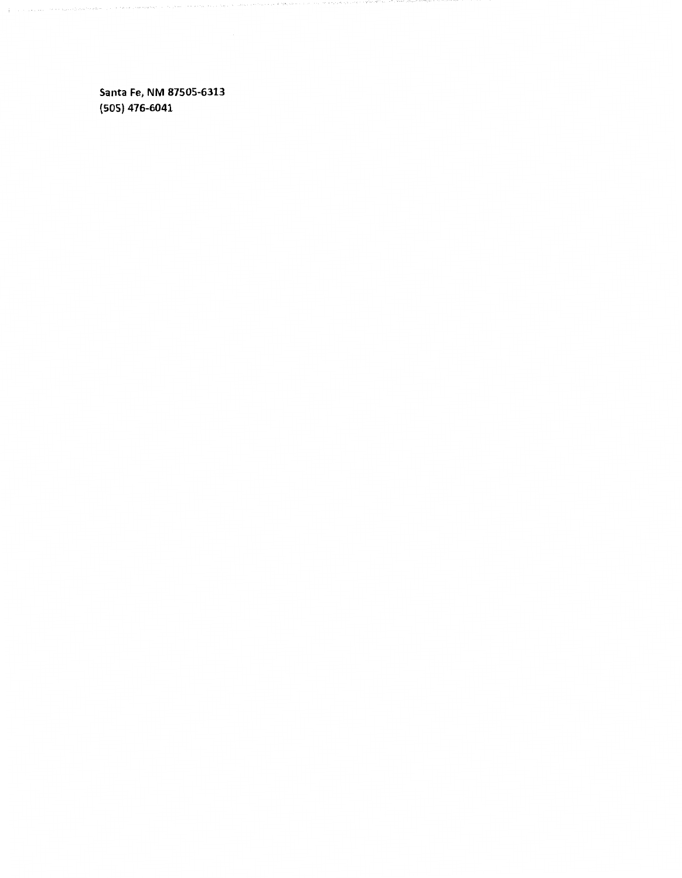**Santa Fe, NM 87505-6313**
**(505) 476-6041**